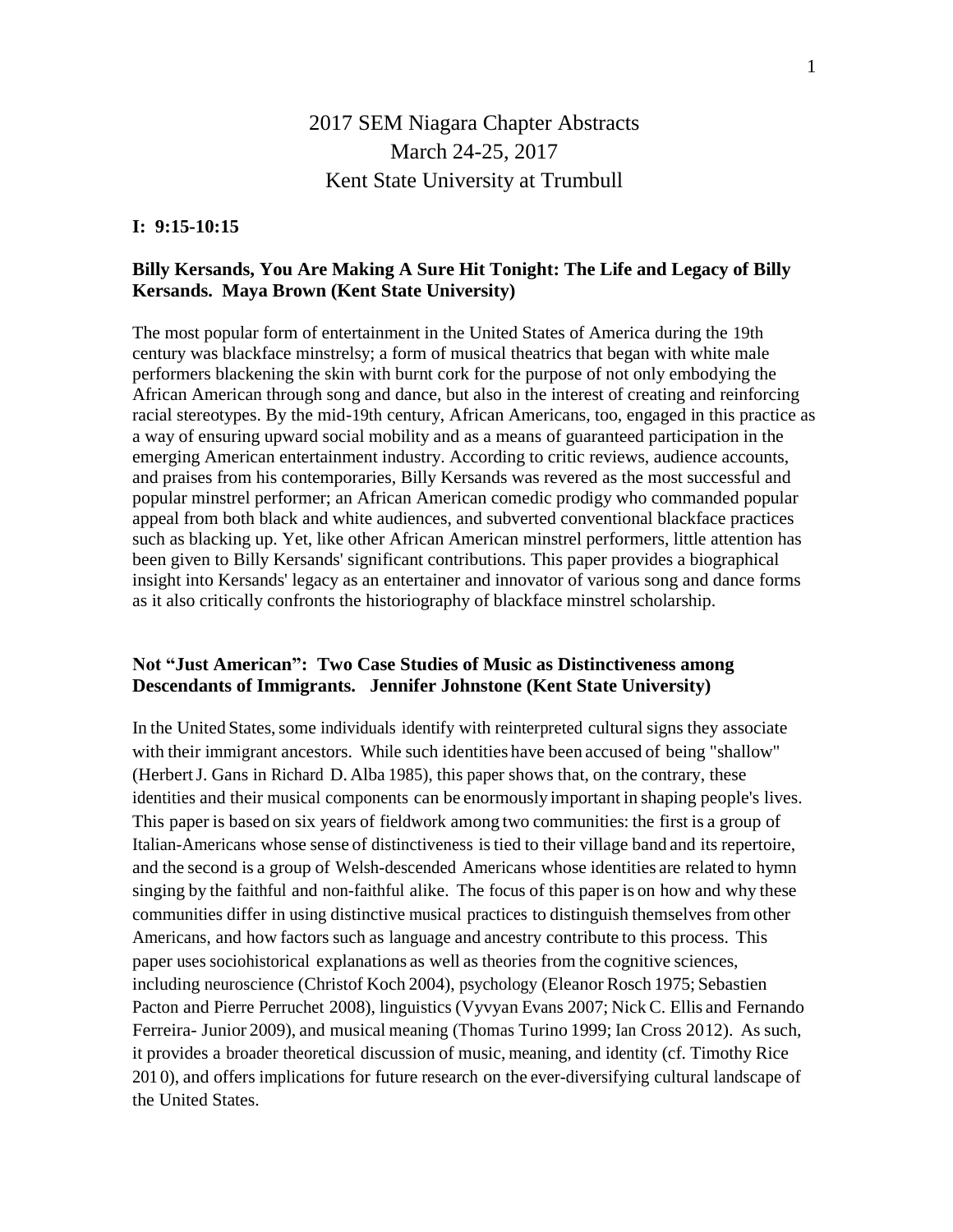# 2017 SEM Niagara Chapter Abstracts
## March 24-25, 2017
## Kent State University at Trumbull

### I: 9:15-10:15

**Billy Kersands, You Are Making A Sure Hit Tonight: The Life and Legacy of Billy Kersands. Maya Brown (Kent State University)**

The most popular form of entertainment in the United States of America during the 19th century was blackface minstrelsy; a form of musical theatrics that began with white male performers blackening the skin with burnt cork for the purpose of not only embodying the African American through song and dance, but also in the interest of creating and reinforcing racial stereotypes. By the mid-19th century, African Americans, too, engaged in this practice as a way of ensuring upward social mobility and as a means of guaranteed participation in the emerging American entertainment industry. According to critic reviews, audience accounts, and praises from his contemporaries, Billy Kersands was revered as the most successful and popular minstrel performer; an African American comedic prodigy who commanded popular appeal from both black and white audiences, and subverted conventional blackface practices such as blacking up. Yet, like other African American minstrel performers, little attention has been given to Billy Kersands' significant contributions. This paper provides a biographical insight into Kersands' legacy as an entertainer and innovator of various song and dance forms as it also critically confronts the historiography of blackface minstrel scholarship.

**Not "Just American": Two Case Studies of Music as Distinctiveness among Descendants of Immigrants. Jennifer Johnstone (Kent State University)**

In the United States, some individuals identify with reinterpreted cultural signs they associate with their immigrant ancestors. While such identities have been accused of being "shallow" (Herbert J. Gans in Richard D. Alba 1985), this paper shows that, on the contrary, these identities and their musical components can be enormously important in shaping people's lives. This paper is based on six years of fieldwork among two communities: the first is a group of Italian-Americans whose sense of distinctiveness is tied to their village band and its repertoire, and the second is a group of Welsh-descended Americans whose identities are related to hymn singing by the faithful and non-faithful alike. The focus of this paper is on how and why these communities differ in using distinctive musical practices to distinguish themselves from other Americans, and how factors such as language and ancestry contribute to this process. This paper uses sociohistorical explanations as well as theories from the cognitive sciences, including neuroscience (Christof Koch 2004), psychology (Eleanor Rosch 1975; Sebastien Pacton and Pierre Perruchet 2008), linguistics (Vyvyan Evans 2007; Nick C. Ellis and Fernando Ferreira- Junior 2009), and musical meaning (Thomas Turino 1999; Ian Cross 2012). As such, it provides a broader theoretical discussion of music, meaning, and identity (cf. Timothy Rice 201 0), and offers implications for future research on the ever-diversifying cultural landscape of the United States.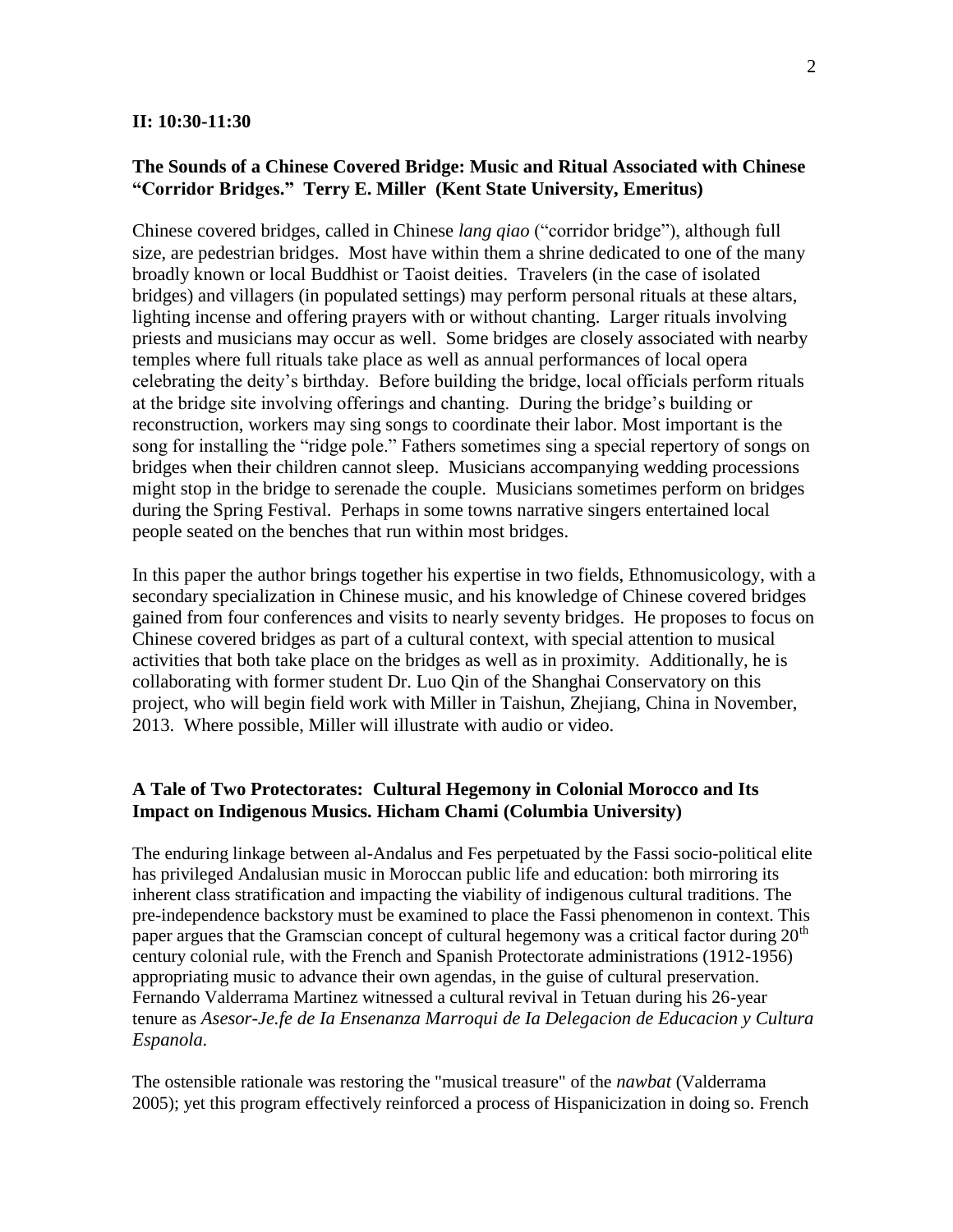**II: 10:30-11:30**

**The Sounds of a Chinese Covered Bridge: Music and Ritual Associated with Chinese "Corridor Bridges." Terry E. Miller (Kent State University, Emeritus)**

Chinese covered bridges, called in Chinese *lang qiao* ("corridor bridge"), although full size, are pedestrian bridges. Most have within them a shrine dedicated to one of the many broadly known or local Buddhist or Taoist deities. Travelers (in the case of isolated bridges) and villagers (in populated settings) may perform personal rituals at these altars, lighting incense and offering prayers with or without chanting. Larger rituals involving priests and musicians may occur as well. Some bridges are closely associated with nearby temples where full rituals take place as well as annual performances of local opera celebrating the deity's birthday. Before building the bridge, local officials perform rituals at the bridge site involving offerings and chanting. During the bridge's building or reconstruction, workers may sing songs to coordinate their labor. Most important is the song for installing the "ridge pole." Fathers sometimes sing a special repertory of songs on bridges when their children cannot sleep. Musicians accompanying wedding processions might stop in the bridge to serenade the couple. Musicians sometimes perform on bridges during the Spring Festival. Perhaps in some towns narrative singers entertained local people seated on the benches that run within most bridges.

In this paper the author brings together his expertise in two fields, Ethnomusicology, with a secondary specialization in Chinese music, and his knowledge of Chinese covered bridges gained from four conferences and visits to nearly seventy bridges. He proposes to focus on Chinese covered bridges as part of a cultural context, with special attention to musical activities that both take place on the bridges as well as in proximity. Additionally, he is collaborating with former student Dr. Luo Qin of the Shanghai Conservatory on this project, who will begin field work with Miller in Taishun, Zhejiang, China in November, 2013. Where possible, Miller will illustrate with audio or video.

**A Tale of Two Protectorates: Cultural Hegemony in Colonial Morocco and Its Impact on Indigenous Musics. Hicham Chami (Columbia University)**

The enduring linkage between al-Andalus and Fes perpetuated by the Fassi socio-political elite has privileged Andalusian music in Moroccan public life and education: both mirroring its inherent class stratification and impacting the viability of indigenous cultural traditions. The pre-independence backstory must be examined to place the Fassi phenomenon in context. This paper argues that the Gramscian concept of cultural hegemony was a critical factor during 20th century colonial rule, with the French and Spanish Protectorate administrations (1912-1956) appropriating music to advance their own agendas, in the guise of cultural preservation. Fernando Valderrama Martinez witnessed a cultural revival in Tetuan during his 26-year tenure as *Asesor-Je.fe de Ia Ensenanza Marroqui de Ia Delegacion de Educacion y Cultura Espanola.*

The ostensible rationale was restoring the "musical treasure" of the *nawbat* (Valderrama 2005); yet this program effectively reinforced a process of Hispanicization in doing so. French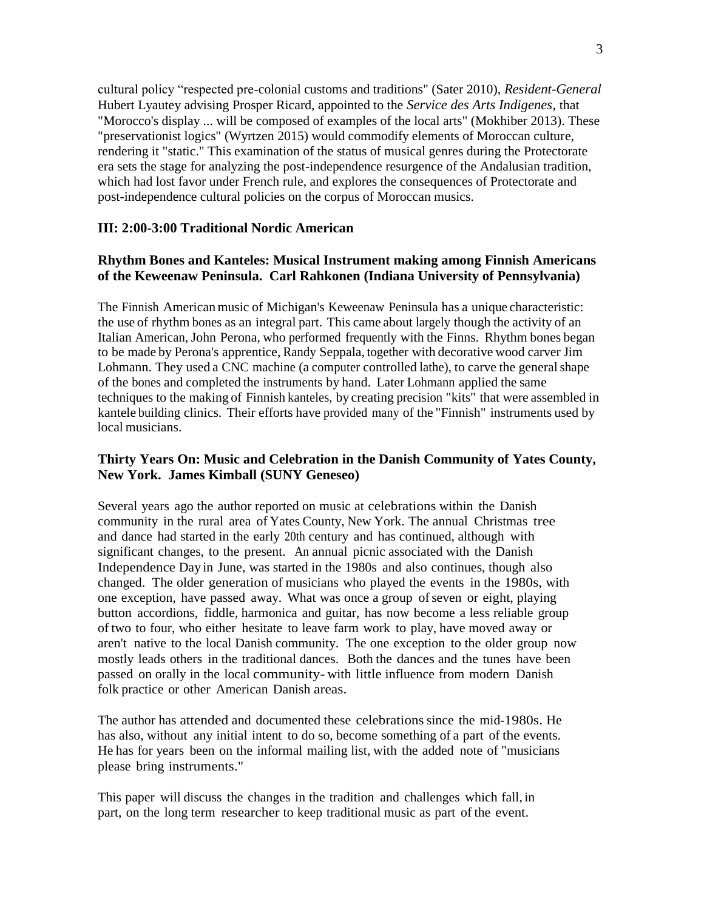cultural policy "respected pre-colonial customs and traditions" (Sater 2010), *Resident-General* Hubert Lyautey advising Prosper Ricard, appointed to the *Service des Arts Indigenes*, that "Morocco's display ... will be composed of examples of the local arts" (Mokhiber 2013). These "preservationist logics" (Wyrtzen 2015) would commodify elements of Moroccan culture, rendering it "static." This examination of the status of musical genres during the Protectorate era sets the stage for analyzing the post-independence resurgence of the Andalusian tradition, which had lost favor under French rule, and explores the consequences of Protectorate and post-independence cultural policies on the corpus of Moroccan musics.

### III: 2:00-3:00 Traditional Nordic American

### Rhythm Bones and Kanteles: Musical Instrument making among Finnish Americans of the Keweenaw Peninsula. Carl Rahkonen (Indiana University of Pennsylvania)

The Finnish American music of Michigan's Keweenaw Peninsula has a unique characteristic: the use of rhythm bones as an integral part. This came about largely though the activity of an Italian American, John Perona, who performed frequently with the Finns. Rhythm bones began to be made by Perona's apprentice, Randy Seppala, together with decorative wood carver Jim Lohmann. They used a CNC machine (a computer controlled lathe), to carve the general shape of the bones and completed the instruments by hand. Later Lohmann applied the same techniques to the making of Finnish kanteles, by creating precision "kits" that were assembled in kantele building clinics. Their efforts have provided many of the "Finnish" instruments used by local musicians.

### Thirty Years On: Music and Celebration in the Danish Community of Yates County, New York. James Kimball (SUNY Geneseo)

Several years ago the author reported on music at celebrations within the Danish community in the rural area of Yates County, New York. The annual Christmas tree and dance had started in the early 20th century and has continued, although with significant changes, to the present. An annual picnic associated with the Danish Independence Day in June, was started in the 1980s and also continues, though also changed. The older generation of musicians who played the events in the 1980s, with one exception, have passed away. What was once a group of seven or eight, playing button accordions, fiddle, harmonica and guitar, has now become a less reliable group of two to four, who either hesitate to leave farm work to play, have moved away or aren't native to the local Danish community. The one exception to the older group now mostly leads others in the traditional dances. Both the dances and the tunes have been passed on orally in the local community- with little influence from modern Danish folk practice or other American Danish areas.

The author has attended and documented these celebrations since the mid-1980s. He has also, without any initial intent to do so, become something of a part of the events. He has for years been on the informal mailing list, with the added note of "musicians please bring instruments."

This paper will discuss the changes in the tradition and challenges which fall, in part, on the long term researcher to keep traditional music as part of the event.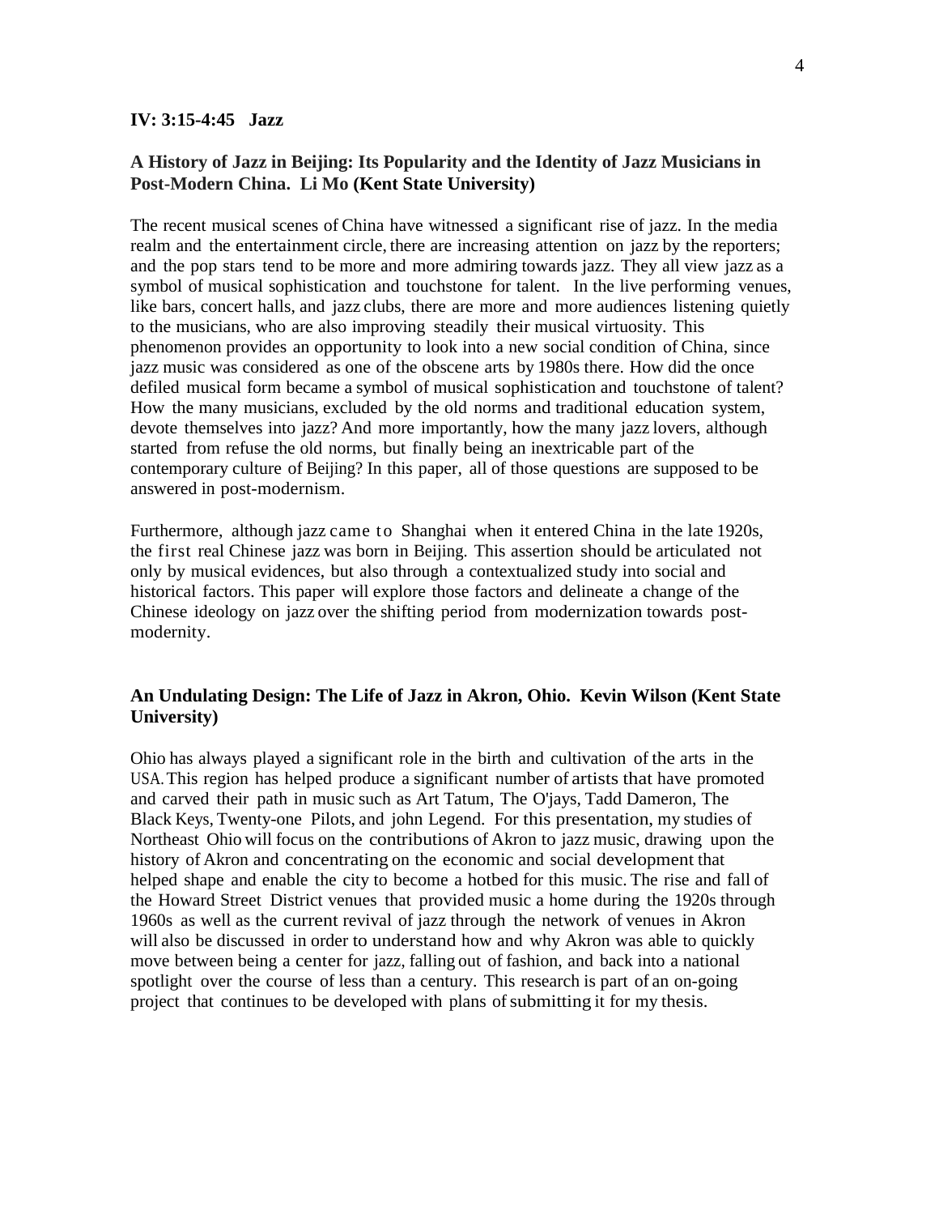**IV: 3:15-4:45 Jazz**

**A History of Jazz in Beijing: Its Popularity and the Identity of Jazz Musicians in Post-Modern China. Li Mo (Kent State University)**

The recent musical scenes of China have witnessed a significant rise of jazz. In the media realm and the entertainment circle, there are increasing attention on jazz by the reporters; and the pop stars tend to be more and more admiring towards jazz. They all view jazz as a symbol of musical sophistication and touchstone for talent. In the live performing venues, like bars, concert halls, and jazz clubs, there are more and more audiences listening quietly to the musicians, who are also improving steadily their musical virtuosity. This phenomenon provides an opportunity to look into a new social condition of China, since jazz music was considered as one of the obscene arts by 1980s there. How did the once defiled musical form became a symbol of musical sophistication and touchstone of talent? How the many musicians, excluded by the old norms and traditional education system, devote themselves into jazz? And more importantly, how the many jazz lovers, although started from refuse the old norms, but finally being an inextricable part of the contemporary culture of Beijing? In this paper, all of those questions are supposed to be answered in post-modernism.

Furthermore, although jazz came to Shanghai when it entered China in the late 1920s, the first real Chinese jazz was born in Beijing. This assertion should be articulated not only by musical evidences, but also through a contextualized study into social and historical factors. This paper will explore those factors and delineate a change of the Chinese ideology on jazz over the shifting period from modernization towards post-modernity.

**An Undulating Design: The Life of Jazz in Akron, Ohio. Kevin Wilson (Kent State University)**

Ohio has always played a significant role in the birth and cultivation of the arts in the USA. This region has helped produce a significant number of artists that have promoted and carved their path in music such as Art Tatum, The O'jays, Tadd Dameron, The Black Keys, Twenty-one Pilots, and john Legend. For this presentation, my studies of Northeast Ohio will focus on the contributions of Akron to jazz music, drawing upon the history of Akron and concentrating on the economic and social development that helped shape and enable the city to become a hotbed for this music. The rise and fall of the Howard Street District venues that provided music a home during the 1920s through 1960s as well as the current revival of jazz through the network of venues in Akron will also be discussed in order to understand how and why Akron was able to quickly move between being a center for jazz, falling out of fashion, and back into a national spotlight over the course of less than a century. This research is part of an on-going project that continues to be developed with plans of submitting it for my thesis.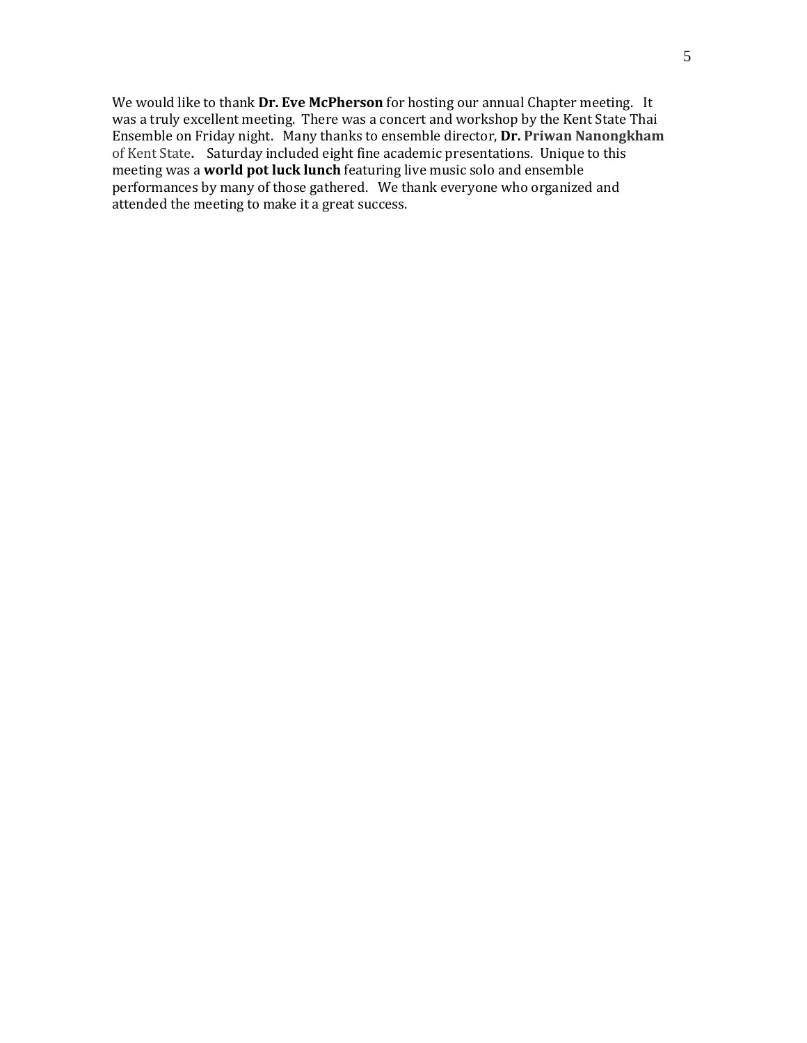We would like to thank **Dr. Eve McPherson** for hosting our annual Chapter meeting. It was a truly excellent meeting. There was a concert and workshop by the Kent State Thai Ensemble on Friday night. Many thanks to ensemble director, **Dr. Priwan Nanongkham** of Kent State**.** Saturday included eight fine academic presentations. Unique to this meeting was a **world pot luck lunch** featuring live music solo and ensemble performances by many of those gathered. We thank everyone who organized and attended the meeting to make it a great success.